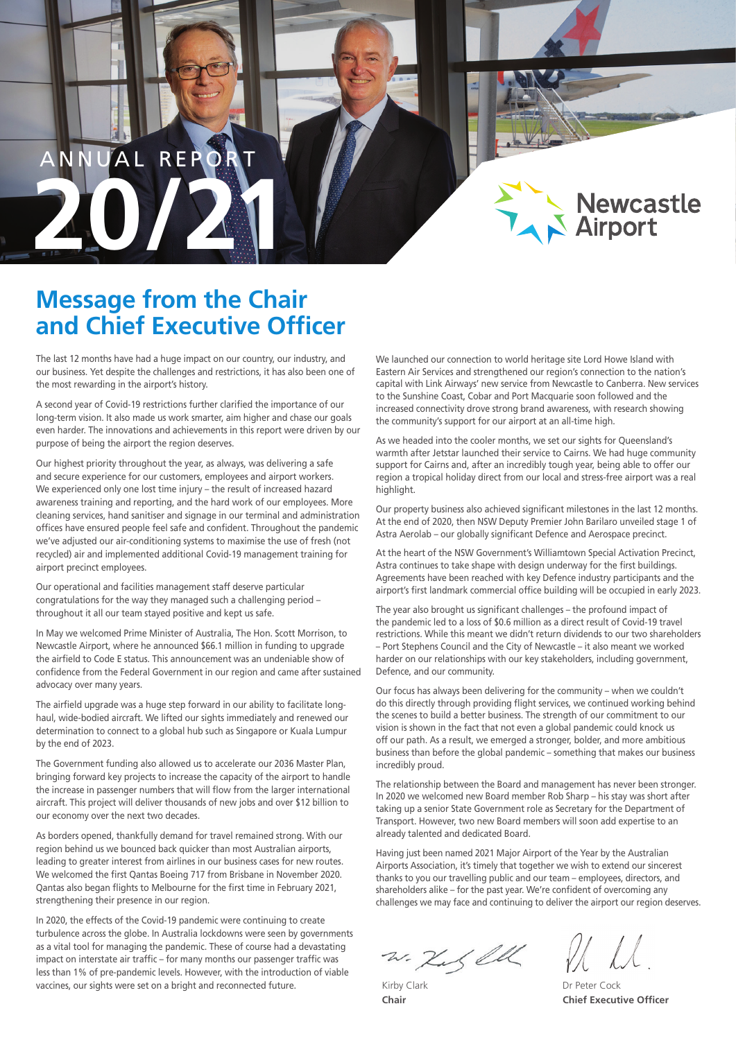ANNUAL REPORT

# 20/21

Newcastle Airport

## Message from the Chair and Chief Executive Officer

The last 12 months have had a huge impact on our country, our industry, and our business. Yet despite the challenges and restrictions, it has also been one of the most rewarding in the airport's history.

A second year of Covid-19 restrictions further clarified the importance of our long-term vision. It also made us work smarter, aim higher and chase our goals even harder. The innovations and achievements in this report were driven by our purpose of being the airport the region deserves.

Our highest priority throughout the year, as always, was delivering a safe and secure experience for our customers, employees and airport workers. We experienced only one lost time injury – the result of increased hazard awareness training and reporting, and the hard work of our employees. More cleaning services, hand sanitiser and signage in our terminal and administration offices have ensured people feel safe and confident. Throughout the pandemic we've adjusted our air-conditioning systems to maximise the use of fresh (not recycled) air and implemented additional Covid-19 management training for airport precinct employees.

Our operational and facilities management staff deserve particular congratulations for the way they managed such a challenging period – throughout it all our team stayed positive and kept us safe.

In May we welcomed Prime Minister of Australia, The Hon. Scott Morrison, to Newcastle Airport, where he announced $66.1 million in funding to upgrade the airfield to Code E status. This announcement was an undeniable show of confidence from the Federal Government in our region and came after sustained advocacy over many years.

The airfield upgrade was a huge step forward in our ability to facilitate long-haul, wide-bodied aircraft. We lifted our sights immediately and renewed our determination to connect to a global hub such as Singapore or Kuala Lumpur by the end of 2023.

The Government funding also allowed us to accelerate our 2036 Master Plan, bringing forward key projects to increase the capacity of the airport to handle the increase in passenger numbers that will flow from the larger international aircraft. This project will deliver thousands of new jobs and over $12 billion to our economy over the next two decades.

As borders opened, thankfully demand for travel remained strong. With our region behind us we bounced back quicker than most Australian airports, leading to greater interest from airlines in our business cases for new routes. We welcomed the first Qantas Boeing 717 from Brisbane in November 2020. Qantas also began flights to Melbourne for the first time in February 2021, strengthening their presence in our region.

In 2020, the effects of the Covid-19 pandemic were continuing to create turbulence across the globe. In Australia lockdowns were seen by governments as a vital tool for managing the pandemic. These of course had a devastating impact on interstate air traffic – for many months our passenger traffic was less than 1% of pre-pandemic levels. However, with the introduction of viable vaccines, our sights were set on a bright and reconnected future.

We launched our connection to world heritage site Lord Howe Island with Eastern Air Services and strengthened our region's connection to the nation's capital with Link Airways' new service from Newcastle to Canberra. New services to the Sunshine Coast, Cobar and Port Macquarie soon followed and the increased connectivity drove strong brand awareness, with research showing the community's support for our airport at an all-time high.

As we headed into the cooler months, we set our sights for Queensland's warmth after Jetstar launched their service to Cairns. We had huge community support for Cairns and, after an incredibly tough year, being able to offer our region a tropical holiday direct from our local and stress-free airport was a real highlight.

Our property business also achieved significant milestones in the last 12 months. At the end of 2020, then NSW Deputy Premier John Barilaro unveiled stage 1 of Astra Aerolab – our globally significant Defence and Aerospace precinct.

At the heart of the NSW Government's Williamtown Special Activation Precinct, Astra continues to take shape with design underway for the first buildings. Agreements have been reached with key Defence industry participants and the airport's first landmark commercial office building will be occupied in early 2023.

The year also brought us significant challenges – the profound impact of the pandemic led to a loss of $0.6 million as a direct result of Covid-19 travel restrictions. While this meant we didn't return dividends to our two shareholders – Port Stephens Council and the City of Newcastle – it also meant we worked harder on our relationships with our key stakeholders, including government, Defence, and our community.

Our focus has always been delivering for the community – when we couldn't do this directly through providing flight services, we continued working behind the scenes to build a better business. The strength of our commitment to our vision is shown in the fact that not even a global pandemic could knock us off our path. As a result, we emerged a stronger, bolder, and more ambitious business than before the global pandemic – something that makes our business incredibly proud.

The relationship between the Board and management has never been stronger. In 2020 we welcomed new Board member Rob Sharp – his stay was short after taking up a senior State Government role as Secretary for the Department of Transport. However, two new Board members will soon add expertise to an already talented and dedicated Board.

Having just been named 2021 Major Airport of the Year by the Australian Airports Association, it's timely that together we wish to extend our sincerest thanks to you our travelling public and our team – employees, directors, and shareholders alike – for the past year. We're confident of overcoming any challenges we may face and continuing to deliver the airport our region deserves.

Kirby Clark
**Chair**

Dr Peter Cock
**Chief Executive Officer**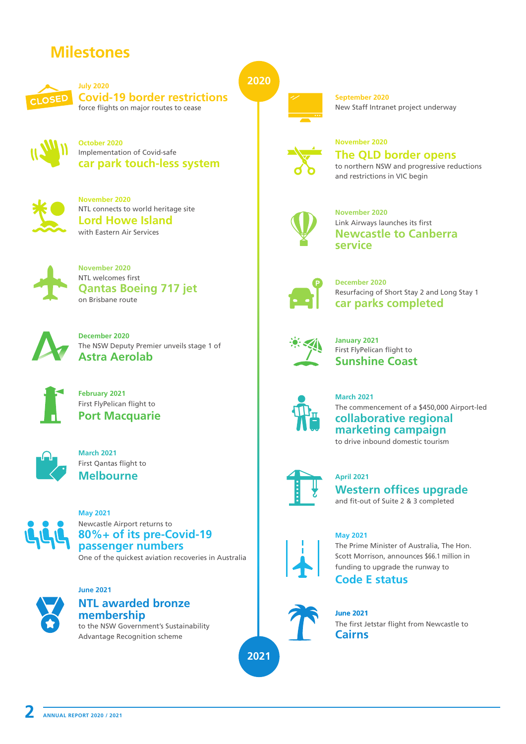# Milestones

**2020**

**July 2020**
**Covid-19 border restrictions**
force flights on major routes to cease

**September 2020**
New Staff Intranet project underway

**October 2020**
Implementation of Covid-safe
**car park touch-less system**

**November 2020**
**The QLD border opens**
to northern NSW and progressive reductions and restrictions in VIC begin

**November 2020**
NTL connects to world heritage site
**Lord Howe Island**
with Eastern Air Services

**November 2020**
Link Airways launches its first
**Newcastle to Canberra service**

**November 2020**
NTL welcomes first
**Qantas Boeing 717 jet**
on Brisbane route

**December 2020**
Resurfacing of Short Stay 2 and Long Stay 1
**car parks completed**

**December 2020**
The NSW Deputy Premier unveils stage 1 of
**Astra Aerolab**

**January 2021**
First FlyPelican flight to
**Sunshine Coast**

**February 2021**
First FlyPelican flight to
**Port Macquarie**

**March 2021**
The commencement of a $450,000 Airport-led
**collaborative regional marketing campaign**
to drive inbound domestic tourism

**March 2021**
First Qantas flight to
**Melbourne**

**April 2021**
**Western offices upgrade**
and fit-out of Suite 2 & 3 completed

**May 2021**
Newcastle Airport returns to
**80%+ of its pre-Covid-19 passenger numbers**
One of the quickest aviation recoveries in Australia

**May 2021**
The Prime Minister of Australia, The Hon. Scott Morrison, announces $66.1 million in funding to upgrade the runway to
**Code E status**

**June 2021**
**NTL awarded bronze membership**
to the NSW Government's Sustainability Advantage Recognition scheme

**June 2021**
The first Jetstar flight from Newcastle to
**Cairns**

**2021**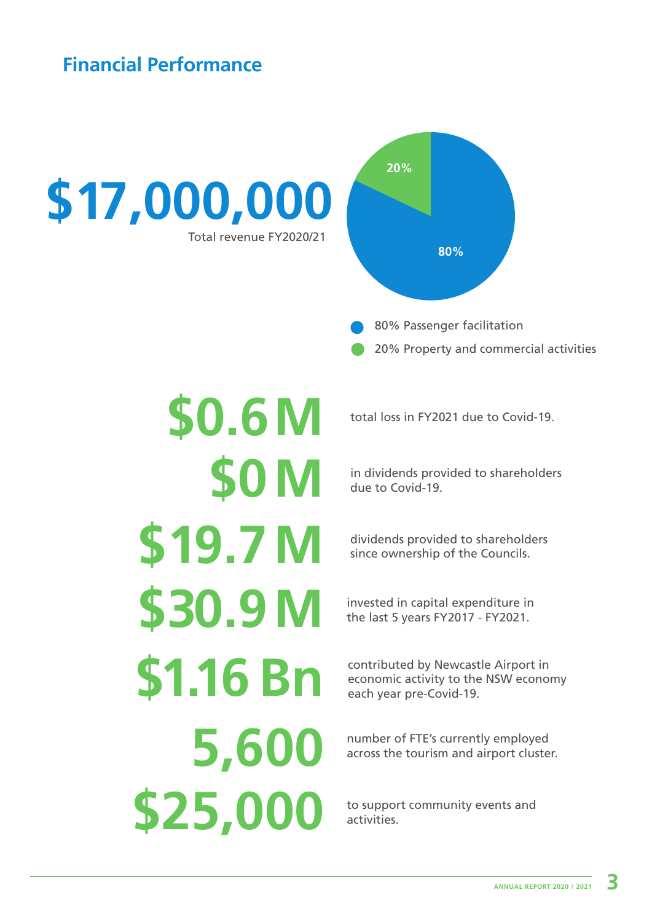## Financial Performance

**$17,000,000**
Total revenue FY2020/21

- 80% Passenger facilitation
- 20% Property and commercial activities

**$0.6 M** total loss in FY2021 due to Covid-19.

**$0 M** in dividends provided to shareholders due to Covid-19.

**$19.7 M** dividends provided to shareholders since ownership of the Councils.

**$30.9 M** invested in capital expenditure in the last 5 years FY2017 - FY2021.

**$1.16 Bn** contributed by Newcastle Airport in economic activity to the NSW economy each year pre-Covid-19.

**5,600** number of FTE's currently employed across the tourism and airport cluster.

**$25,000** to support community events and activities.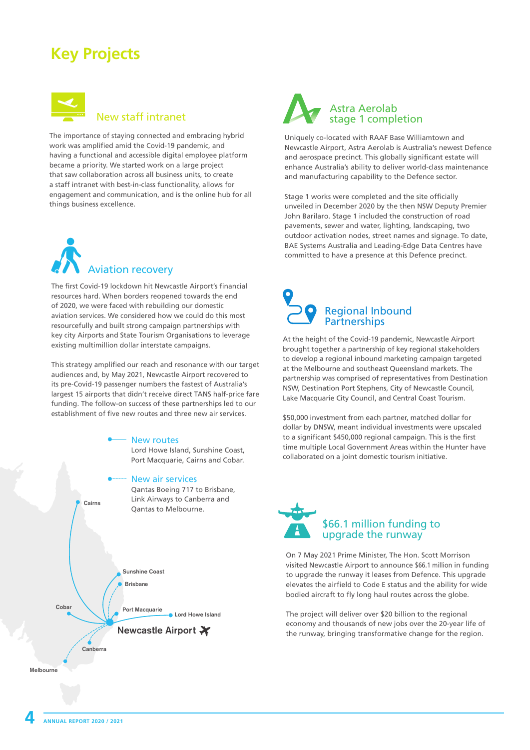# Key Projects

## New staff intranet

The importance of staying connected and embracing hybrid work was amplified amid the Covid-19 pandemic, and having a functional and accessible digital employee platform became a priority. We started work on a large project that saw collaboration across all business units, to create a staff intranet with best-in-class functionality, allows for engagement and communication, and is the online hub for all things business excellence.

## Aviation recovery

The first Covid-19 lockdown hit Newcastle Airport's financial resources hard. When borders reopened towards the end of 2020, we were faced with rebuilding our domestic aviation services. We considered how we could do this most resourcefully and built strong campaign partnerships with key city Airports and State Tourism Organisations to leverage existing multimillion dollar interstate campaigns.

This strategy amplified our reach and resonance with our target audiences and, by May 2021, Newcastle Airport recovered to its pre-Covid-19 passenger numbers the fastest of Australia's largest 15 airports that didn't receive direct TANS half-price fare funding. The follow-on success of these partnerships led to our establishment of five new routes and three new air services.

**New routes**
Lord Howe Island, Sunshine Coast, Port Macquarie, Cairns and Cobar.

**New air services**
Qantas Boeing 717 to Brisbane, Link Airways to Canberra and Qantas to Melbourne.

Cairns
Sunshine Coast
Brisbane
Cobar
Port Macquarie
Lord Howe Island
Newcastle Airport
Canberra
Melbourne

## Astra Aerolab stage 1 completion

Uniquely co-located with RAAF Base Williamtown and Newcastle Airport, Astra Aerolab is Australia's newest Defence and aerospace precinct. This globally significant estate will enhance Australia's ability to deliver world-class maintenance and manufacturing capability to the Defence sector.

Stage 1 works were completed and the site officially unveiled in December 2020 by the then NSW Deputy Premier John Barilaro. Stage 1 included the construction of road pavements, sewer and water, lighting, landscaping, two outdoor activation nodes, street names and signage. To date, BAE Systems Australia and Leading-Edge Data Centres have committed to have a presence at this Defence precinct.

## Regional Inbound Partnerships

At the height of the Covid-19 pandemic, Newcastle Airport brought together a partnership of key regional stakeholders to develop a regional inbound marketing campaign targeted at the Melbourne and southeast Queensland markets. The partnership was comprised of representatives from Destination NSW, Destination Port Stephens, City of Newcastle Council, Lake Macquarie City Council, and Central Coast Tourism.

$50,000 investment from each partner, matched dollar for dollar by DNSW, meant individual investments were upscaled to a significant $450,000 regional campaign. This is the first time multiple Local Government Areas within the Hunter have collaborated on a joint domestic tourism initiative.

## $66.1 million funding to upgrade the runway

On 7 May 2021 Prime Minister, The Hon. Scott Morrison visited Newcastle Airport to announce $66.1 million in funding to upgrade the runway it leases from Defence. This upgrade elevates the airfield to Code E status and the ability for wide bodied aircraft to fly long haul routes across the globe.

The project will deliver over $20 billion to the regional economy and thousands of new jobs over the 20-year life of the runway, bringing transformative change for the region.